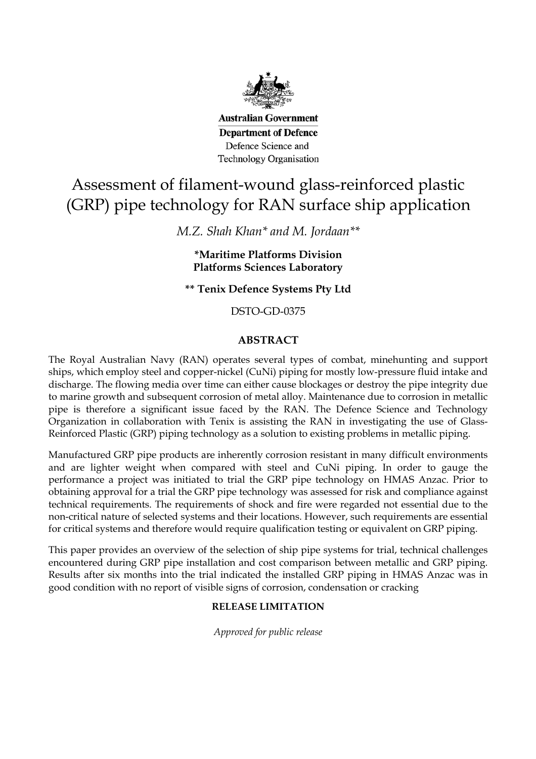**Australian Government**

**Department of Defence**

Defence Science and Technology Organisation

# Assessment of filament-wound glass-reinforced plastic (GRP) pipe technology for RAN surface ship application

*M.Z. Shah Khan\* and M. Jordaan\*\**

**\*Maritime Platforms Division**
**Platforms Sciences Laboratory**

**\*\* Tenix Defence Systems Pty Ltd**

DSTO-GD-0375

## ABSTRACT

The Royal Australian Navy (RAN) operates several types of combat, minehunting and support ships, which employ steel and copper-nickel (CuNi) piping for mostly low-pressure fluid intake and discharge. The flowing media over time can either cause blockages or destroy the pipe integrity due to marine growth and subsequent corrosion of metal alloy. Maintenance due to corrosion in metallic pipe is therefore a significant issue faced by the RAN. The Defence Science and Technology Organization in collaboration with Tenix is assisting the RAN in investigating the use of Glass-Reinforced Plastic (GRP) piping technology as a solution to existing problems in metallic piping.

Manufactured GRP pipe products are inherently corrosion resistant in many difficult environments and are lighter weight when compared with steel and CuNi piping. In order to gauge the performance a project was initiated to trial the GRP pipe technology on HMAS Anzac. Prior to obtaining approval for a trial the GRP pipe technology was assessed for risk and compliance against technical requirements. The requirements of shock and fire were regarded not essential due to the non-critical nature of selected systems and their locations. However, such requirements are essential for critical systems and therefore would require qualification testing or equivalent on GRP piping.

This paper provides an overview of the selection of ship pipe systems for trial, technical challenges encountered during GRP pipe installation and cost comparison between metallic and GRP piping. Results after six months into the trial indicated the installed GRP piping in HMAS Anzac was in good condition with no report of visible signs of corrosion, condensation or cracking

**RELEASE LIMITATION**

*Approved for public release*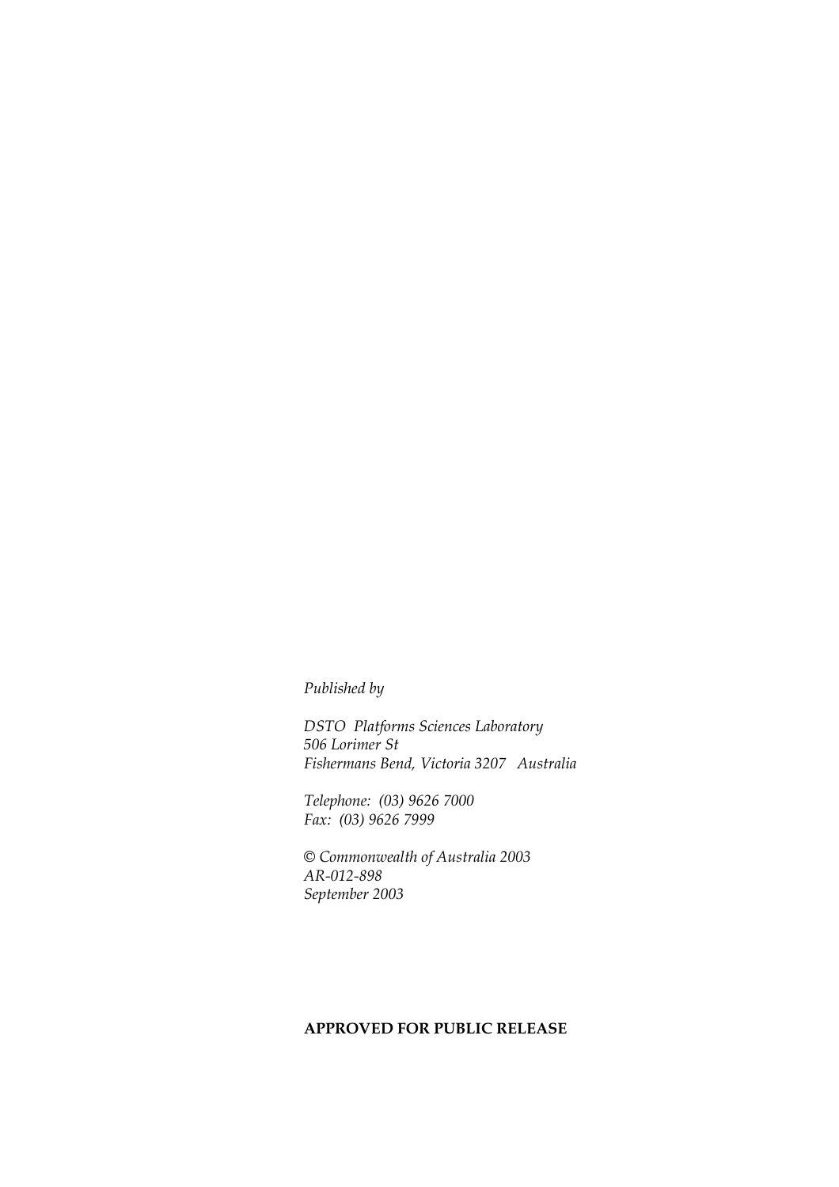*Published by*

*DSTO Platforms Sciences Laboratory*
*506 Lorimer St*
*Fishermans Bend, Victoria 3207 Australia*

*Telephone: (03) 9626 7000*
*Fax: (03) 9626 7999*

*© Commonwealth of Australia 2003*
*AR-012-898*
*September 2003*

**APPROVED FOR PUBLIC RELEASE**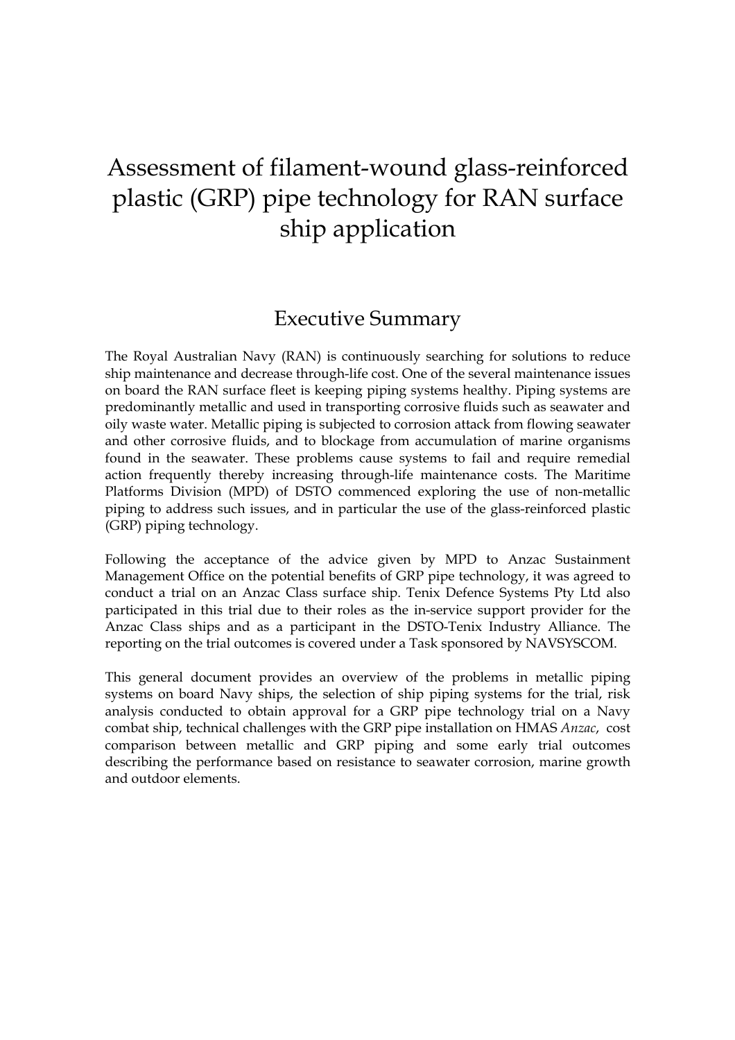# Assessment of filament-wound glass-reinforced plastic (GRP) pipe technology for RAN surface ship application

## Executive Summary

The Royal Australian Navy (RAN) is continuously searching for solutions to reduce ship maintenance and decrease through-life cost. One of the several maintenance issues on board the RAN surface fleet is keeping piping systems healthy. Piping systems are predominantly metallic and used in transporting corrosive fluids such as seawater and oily waste water. Metallic piping is subjected to corrosion attack from flowing seawater and other corrosive fluids, and to blockage from accumulation of marine organisms found in the seawater. These problems cause systems to fail and require remedial action frequently thereby increasing through-life maintenance costs. The Maritime Platforms Division (MPD) of DSTO commenced exploring the use of non-metallic piping to address such issues, and in particular the use of the glass-reinforced plastic (GRP) piping technology.

Following the acceptance of the advice given by MPD to Anzac Sustainment Management Office on the potential benefits of GRP pipe technology, it was agreed to conduct a trial on an Anzac Class surface ship. Tenix Defence Systems Pty Ltd also participated in this trial due to their roles as the in-service support provider for the Anzac Class ships and as a participant in the DSTO-Tenix Industry Alliance. The reporting on the trial outcomes is covered under a Task sponsored by NAVSYSCOM.

This general document provides an overview of the problems in metallic piping systems on board Navy ships, the selection of ship piping systems for the trial, risk analysis conducted to obtain approval for a GRP pipe technology trial on a Navy combat ship, technical challenges with the GRP pipe installation on HMAS *Anzac*, cost comparison between metallic and GRP piping and some early trial outcomes describing the performance based on resistance to seawater corrosion, marine growth and outdoor elements.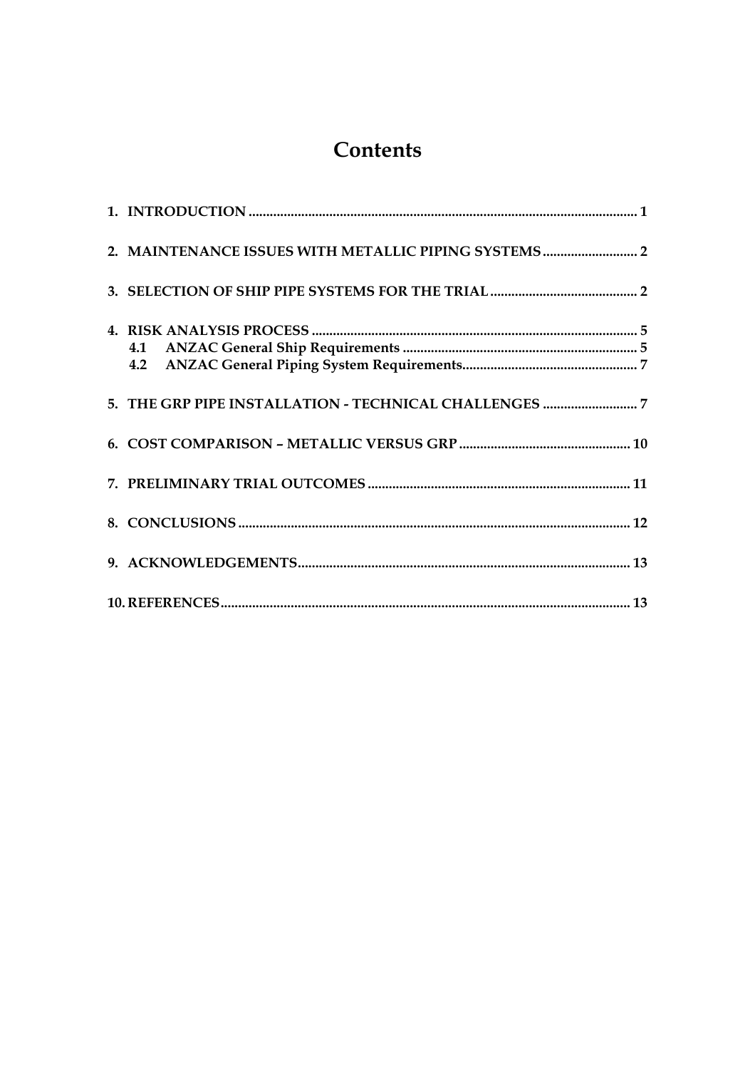# Contents

1. INTRODUCTION ..... 1

2. MAINTENANCE ISSUES WITH METALLIC PIPING SYSTEMS ..... 2

3. SELECTION OF SHIP PIPE SYSTEMS FOR THE TRIAL ..... 2

4. RISK ANALYSIS PROCESS ..... 5
   - 4.1 ANZAC General Ship Requirements ..... 5
   - 4.2 ANZAC General Piping System Requirements ..... 7

5. THE GRP PIPE INSTALLATION - TECHNICAL CHALLENGES ..... 7

6. COST COMPARISON – METALLIC VERSUS GRP ..... 10

7. PRELIMINARY TRIAL OUTCOMES ..... 11

8. CONCLUSIONS ..... 12

9. ACKNOWLEDGEMENTS ..... 13

10. REFERENCES ..... 13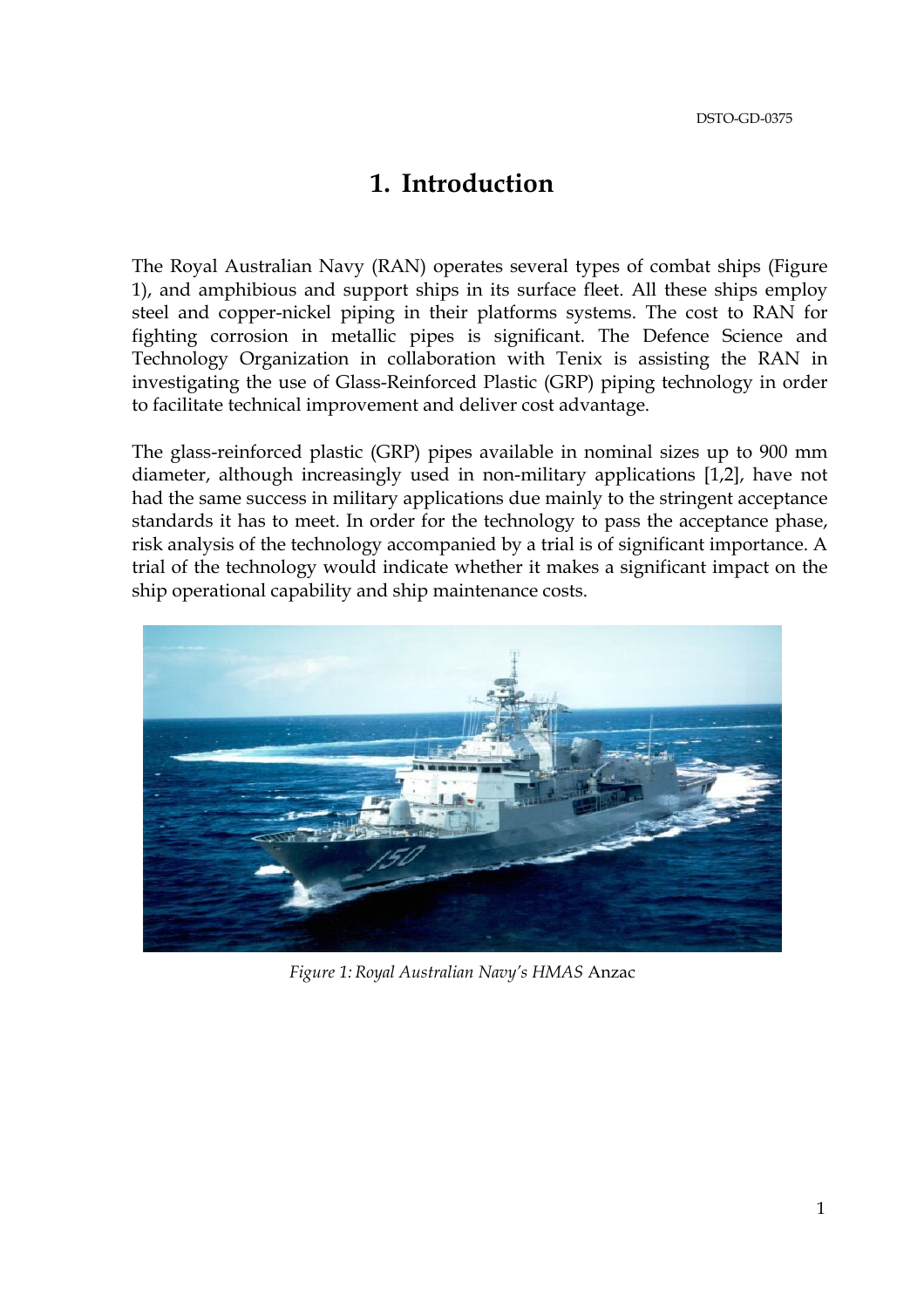# 1. Introduction

The Royal Australian Navy (RAN) operates several types of combat ships (Figure 1), and amphibious and support ships in its surface fleet. All these ships employ steel and copper-nickel piping in their platforms systems. The cost to RAN for fighting corrosion in metallic pipes is significant. The Defence Science and Technology Organization in collaboration with Tenix is assisting the RAN in investigating the use of Glass-Reinforced Plastic (GRP) piping technology in order to facilitate technical improvement and deliver cost advantage.

The glass-reinforced plastic (GRP) pipes available in nominal sizes up to 900 mm diameter, although increasingly used in non-military applications [1,2], have not had the same success in military applications due mainly to the stringent acceptance standards it has to meet. In order for the technology to pass the acceptance phase, risk analysis of the technology accompanied by a trial is of significant importance. A trial of the technology would indicate whether it makes a significant impact on the ship operational capability and ship maintenance costs.

*Figure 1: Royal Australian Navy's HMAS* Anzac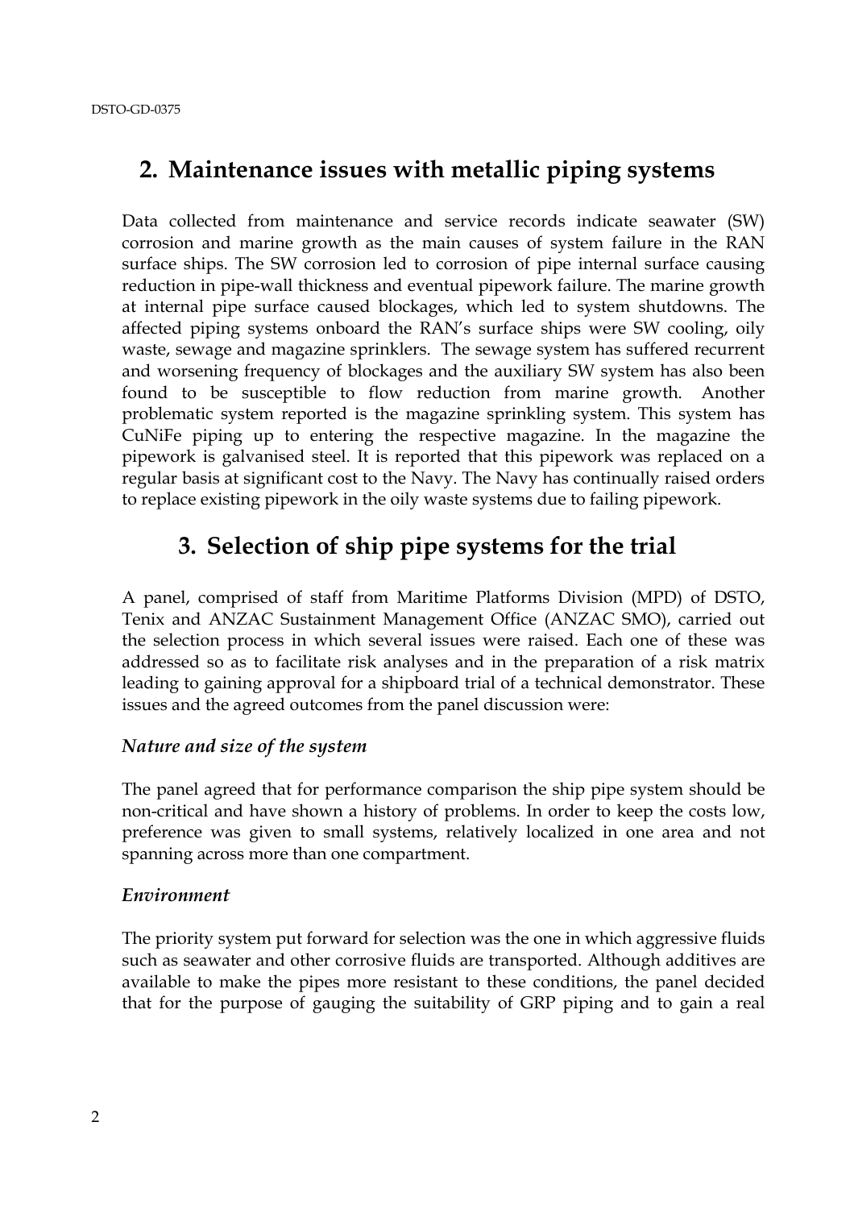## 2. Maintenance issues with metallic piping systems

Data collected from maintenance and service records indicate seawater (SW) corrosion and marine growth as the main causes of system failure in the RAN surface ships. The SW corrosion led to corrosion of pipe internal surface causing reduction in pipe-wall thickness and eventual pipework failure. The marine growth at internal pipe surface caused blockages, which led to system shutdowns. The affected piping systems onboard the RAN's surface ships were SW cooling, oily waste, sewage and magazine sprinklers. The sewage system has suffered recurrent and worsening frequency of blockages and the auxiliary SW system has also been found to be susceptible to flow reduction from marine growth. Another problematic system reported is the magazine sprinkling system. This system has CuNiFe piping up to entering the respective magazine. In the magazine the pipework is galvanised steel. It is reported that this pipework was replaced on a regular basis at significant cost to the Navy. The Navy has continually raised orders to replace existing pipework in the oily waste systems due to failing pipework.

## 3. Selection of ship pipe systems for the trial

A panel, comprised of staff from Maritime Platforms Division (MPD) of DSTO, Tenix and ANZAC Sustainment Management Office (ANZAC SMO), carried out the selection process in which several issues were raised. Each one of these was addressed so as to facilitate risk analyses and in the preparation of a risk matrix leading to gaining approval for a shipboard trial of a technical demonstrator. These issues and the agreed outcomes from the panel discussion were:

### *Nature and size of the system*

The panel agreed that for performance comparison the ship pipe system should be non-critical and have shown a history of problems. In order to keep the costs low, preference was given to small systems, relatively localized in one area and not spanning across more than one compartment.

### *Environment*

The priority system put forward for selection was the one in which aggressive fluids such as seawater and other corrosive fluids are transported. Although additives are available to make the pipes more resistant to these conditions, the panel decided that for the purpose of gauging the suitability of GRP piping and to gain a real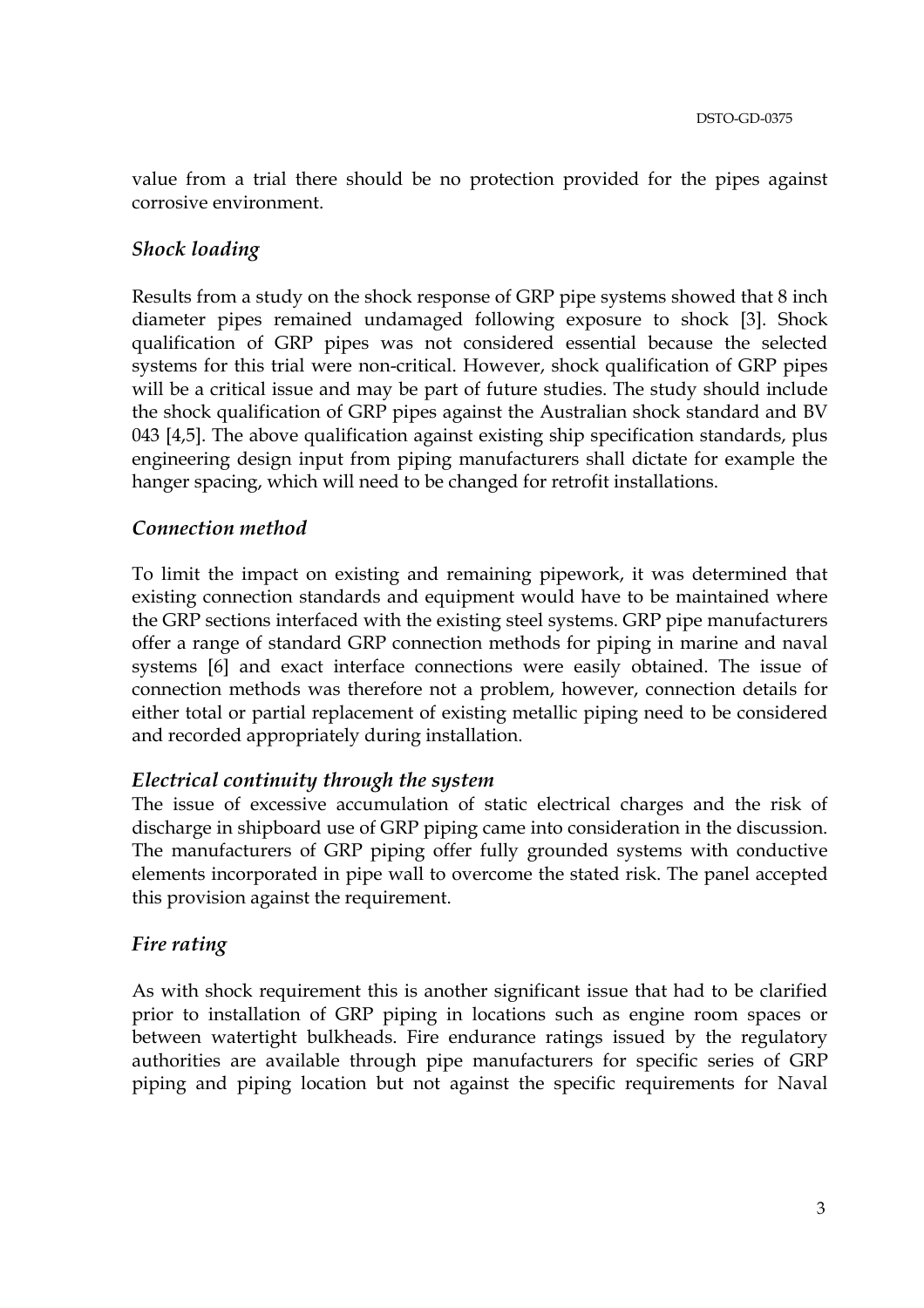value from a trial there should be no protection provided for the pipes against corrosive environment.

### *Shock loading*

Results from a study on the shock response of GRP pipe systems showed that 8 inch diameter pipes remained undamaged following exposure to shock [3]. Shock qualification of GRP pipes was not considered essential because the selected systems for this trial were non-critical. However, shock qualification of GRP pipes will be a critical issue and may be part of future studies. The study should include the shock qualification of GRP pipes against the Australian shock standard and BV 043 [4,5]. The above qualification against existing ship specification standards, plus engineering design input from piping manufacturers shall dictate for example the hanger spacing, which will need to be changed for retrofit installations.

### *Connection method*

To limit the impact on existing and remaining pipework, it was determined that existing connection standards and equipment would have to be maintained where the GRP sections interfaced with the existing steel systems. GRP pipe manufacturers offer a range of standard GRP connection methods for piping in marine and naval systems [6] and exact interface connections were easily obtained. The issue of connection methods was therefore not a problem, however, connection details for either total or partial replacement of existing metallic piping need to be considered and recorded appropriately during installation.

### *Electrical continuity through the system*

The issue of excessive accumulation of static electrical charges and the risk of discharge in shipboard use of GRP piping came into consideration in the discussion. The manufacturers of GRP piping offer fully grounded systems with conductive elements incorporated in pipe wall to overcome the stated risk. The panel accepted this provision against the requirement.

### *Fire rating*

As with shock requirement this is another significant issue that had to be clarified prior to installation of GRP piping in locations such as engine room spaces or between watertight bulkheads. Fire endurance ratings issued by the regulatory authorities are available through pipe manufacturers for specific series of GRP piping and piping location but not against the specific requirements for Naval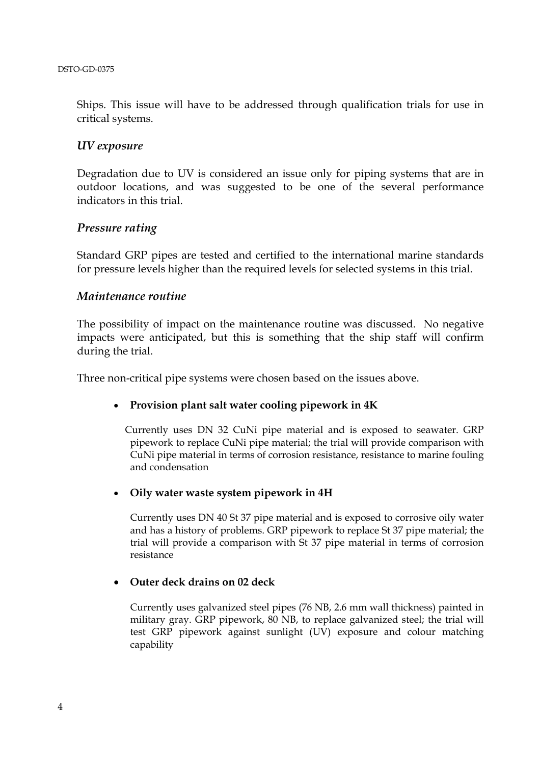Ships. This issue will have to be addressed through qualification trials for use in critical systems.

### *UV exposure*

Degradation due to UV is considered an issue only for piping systems that are in outdoor locations, and was suggested to be one of the several performance indicators in this trial.

### *Pressure rating*

Standard GRP pipes are tested and certified to the international marine standards for pressure levels higher than the required levels for selected systems in this trial.

### *Maintenance routine*

The possibility of impact on the maintenance routine was discussed. No negative impacts were anticipated, but this is something that the ship staff will confirm during the trial.

Three non-critical pipe systems were chosen based on the issues above.

- **Provision plant salt water cooling pipework in 4K**

  Currently uses DN 32 CuNi pipe material and is exposed to seawater. GRP pipework to replace CuNi pipe material; the trial will provide comparison with CuNi pipe material in terms of corrosion resistance, resistance to marine fouling and condensation

- **Oily water waste system pipework in 4H**

  Currently uses DN 40 St 37 pipe material and is exposed to corrosive oily water and has a history of problems. GRP pipework to replace St 37 pipe material; the trial will provide a comparison with St 37 pipe material in terms of corrosion resistance

- **Outer deck drains on 02 deck**

  Currently uses galvanized steel pipes (76 NB, 2.6 mm wall thickness) painted in military gray. GRP pipework, 80 NB, to replace galvanized steel; the trial will test GRP pipework against sunlight (UV) exposure and colour matching capability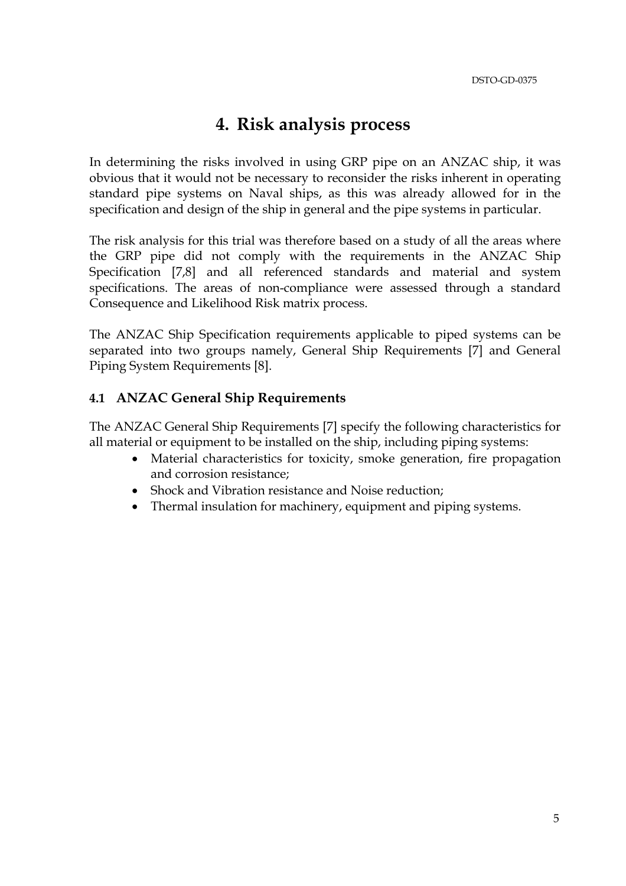# 4. Risk analysis process

In determining the risks involved in using GRP pipe on an ANZAC ship, it was obvious that it would not be necessary to reconsider the risks inherent in operating standard pipe systems on Naval ships, as this was already allowed for in the specification and design of the ship in general and the pipe systems in particular.

The risk analysis for this trial was therefore based on a study of all the areas where the GRP pipe did not comply with the requirements in the ANZAC Ship Specification [7,8] and all referenced standards and material and system specifications. The areas of non-compliance were assessed through a standard Consequence and Likelihood Risk matrix process.

The ANZAC Ship Specification requirements applicable to piped systems can be separated into two groups namely, General Ship Requirements [7] and General Piping System Requirements [8].

## 4.1 ANZAC General Ship Requirements

The ANZAC General Ship Requirements [7] specify the following characteristics for all material or equipment to be installed on the ship, including piping systems:

- Material characteristics for toxicity, smoke generation, fire propagation and corrosion resistance;
- Shock and Vibration resistance and Noise reduction;
- Thermal insulation for machinery, equipment and piping systems.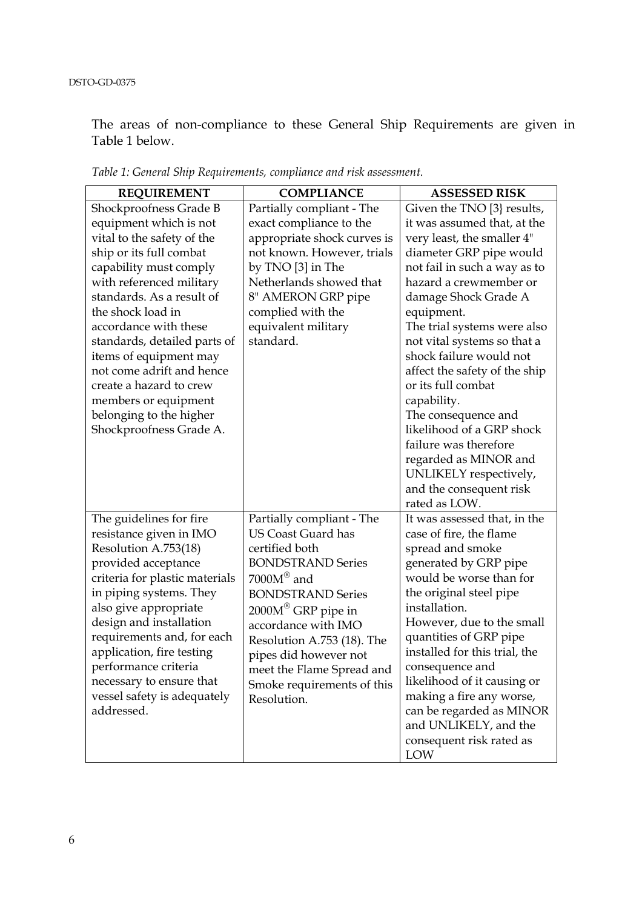The areas of non-compliance to these General Ship Requirements are given in Table 1 below.

*Table 1: General Ship Requirements, compliance and risk assessment.*

| REQUIREMENT | COMPLIANCE | ASSESSED RISK |
|---|---|---|
| Shockproofness Grade B equipment which is not vital to the safety of the ship or its full combat capability must comply with referenced military standards. As a result of the shock load in accordance with these standards, detailed parts of items of equipment may not come adrift and hence create a hazard to crew members or equipment belonging to the higher Shockproofness Grade A. | Partially compliant - The exact compliance to the appropriate shock curves is not known. However, trials by TNO [3] in The Netherlands showed that 8" AMERON GRP pipe complied with the equivalent military standard. | Given the TNO [3} results, it was assumed that, at the very least, the smaller 4" diameter GRP pipe would not fail in such a way as to hazard a crewmember or damage Shock Grade A equipment. The trial systems were also not vital systems so that a shock failure would not affect the safety of the ship or its full combat capability. The consequence and likelihood of a GRP shock failure was therefore regarded as MINOR and UNLIKELY respectively, and the consequent risk rated as LOW. |
| The guidelines for fire resistance given in IMO Resolution A.753(18) provided acceptance criteria for plastic materials in piping systems. They also give appropriate design and installation requirements and, for each application, fire testing performance criteria necessary to ensure that vessel safety is adequately addressed. | Partially compliant - The US Coast Guard has certified both BONDSTRAND Series 7000M® and BONDSTRAND Series 2000M® GRP pipe in accordance with IMO Resolution A.753 (18). The pipes did however not meet the Flame Spread and Smoke requirements of this Resolution. | It was assessed that, in the case of fire, the flame spread and smoke generated by GRP pipe would be worse than for the original steel pipe installation. However, due to the small quantities of GRP pipe installed for this trial, the consequence and likelihood of it causing or making a fire any worse, can be regarded as MINOR and UNLIKELY, and the consequent risk rated as LOW |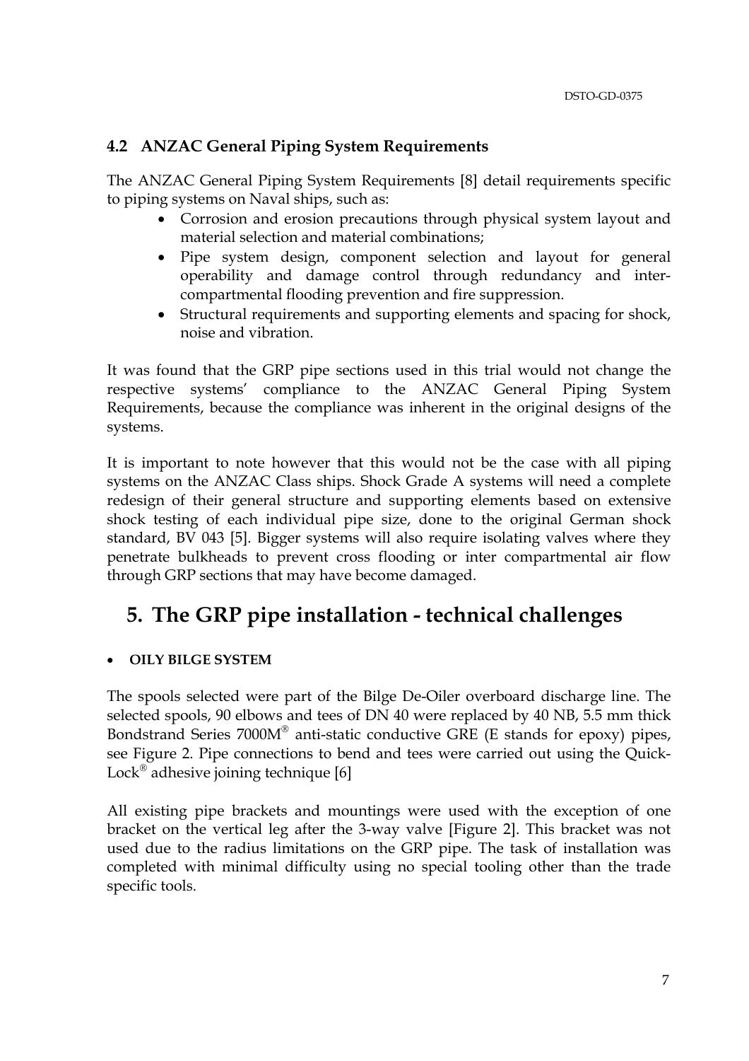## 4.2 ANZAC General Piping System Requirements

The ANZAC General Piping System Requirements [8] detail requirements specific to piping systems on Naval ships, such as:

- Corrosion and erosion precautions through physical system layout and material selection and material combinations;
- Pipe system design, component selection and layout for general operability and damage control through redundancy and inter-compartmental flooding prevention and fire suppression.
- Structural requirements and supporting elements and spacing for shock, noise and vibration.

It was found that the GRP pipe sections used in this trial would not change the respective systems' compliance to the ANZAC General Piping System Requirements, because the compliance was inherent in the original designs of the systems.

It is important to note however that this would not be the case with all piping systems on the ANZAC Class ships. Shock Grade A systems will need a complete redesign of their general structure and supporting elements based on extensive shock testing of each individual pipe size, done to the original German shock standard, BV 043 [5]. Bigger systems will also require isolating valves where they penetrate bulkheads to prevent cross flooding or inter compartmental air flow through GRP sections that may have become damaged.

# 5. The GRP pipe installation - technical challenges

- **OILY BILGE SYSTEM**

The spools selected were part of the Bilge De-Oiler overboard discharge line. The selected spools, 90 elbows and tees of DN 40 were replaced by 40 NB, 5.5 mm thick Bondstrand Series 7000M® anti-static conductive GRE (E stands for epoxy) pipes, see Figure 2. Pipe connections to bend and tees were carried out using the Quick-Lock® adhesive joining technique [6]

All existing pipe brackets and mountings were used with the exception of one bracket on the vertical leg after the 3-way valve [Figure 2]. This bracket was not used due to the radius limitations on the GRP pipe. The task of installation was completed with minimal difficulty using no special tooling other than the trade specific tools.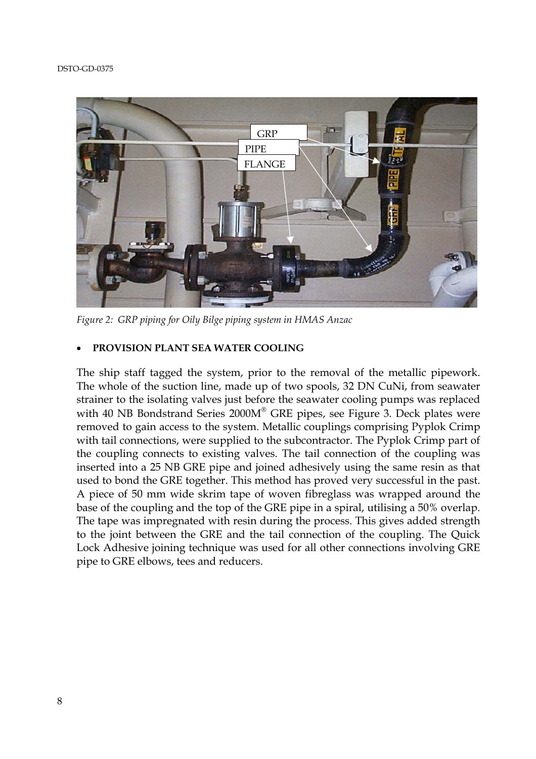Figure 2: *GRP piping for Oily Bilge piping system in HMAS Anzac*

- **PROVISION PLANT SEA WATER COOLING**

The ship staff tagged the system, prior to the removal of the metallic pipework. The whole of the suction line, made up of two spools, 32 DN CuNi, from seawater strainer to the isolating valves just before the seawater cooling pumps was replaced with 40 NB Bondstrand Series 2000M® GRE pipes, see Figure 3. Deck plates were removed to gain access to the system. Metallic couplings comprising Pyplok Crimp with tail connections, were supplied to the subcontractor. The Pyplok Crimp part of the coupling connects to existing valves. The tail connection of the coupling was inserted into a 25 NB GRE pipe and joined adhesively using the same resin as that used to bond the GRE together. This method has proved very successful in the past. A piece of 50 mm wide skrim tape of woven fibreglass was wrapped around the base of the coupling and the top of the GRE pipe in a spiral, utilising a 50% overlap. The tape was impregnated with resin during the process. This gives added strength to the joint between the GRE and the tail connection of the coupling. The Quick Lock Adhesive joining technique was used for all other connections involving GRE pipe to GRE elbows, tees and reducers.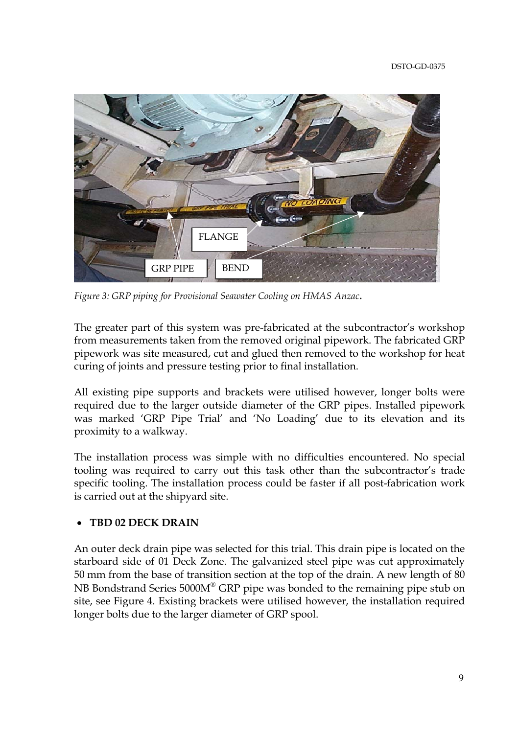*Figure 3: GRP piping for Provisional Seawater Cooling on HMAS Anzac.*

The greater part of this system was pre-fabricated at the subcontractor's workshop from measurements taken from the removed original pipework. The fabricated GRP pipework was site measured, cut and glued then removed to the workshop for heat curing of joints and pressure testing prior to final installation.

All existing pipe supports and brackets were utilised however, longer bolts were required due to the larger outside diameter of the GRP pipes. Installed pipework was marked 'GRP Pipe Trial' and 'No Loading' due to its elevation and its proximity to a walkway.

The installation process was simple with no difficulties encountered. No special tooling was required to carry out this task other than the subcontractor's trade specific tooling. The installation process could be faster if all post-fabrication work is carried out at the shipyard site.

- **TBD 02 DECK DRAIN**

An outer deck drain pipe was selected for this trial. This drain pipe is located on the starboard side of 01 Deck Zone. The galvanized steel pipe was cut approximately 50 mm from the base of transition section at the top of the drain. A new length of 80 NB Bondstrand Series 5000M® GRP pipe was bonded to the remaining pipe stub on site, see Figure 4. Existing brackets were utilised however, the installation required longer bolts due to the larger diameter of GRP spool.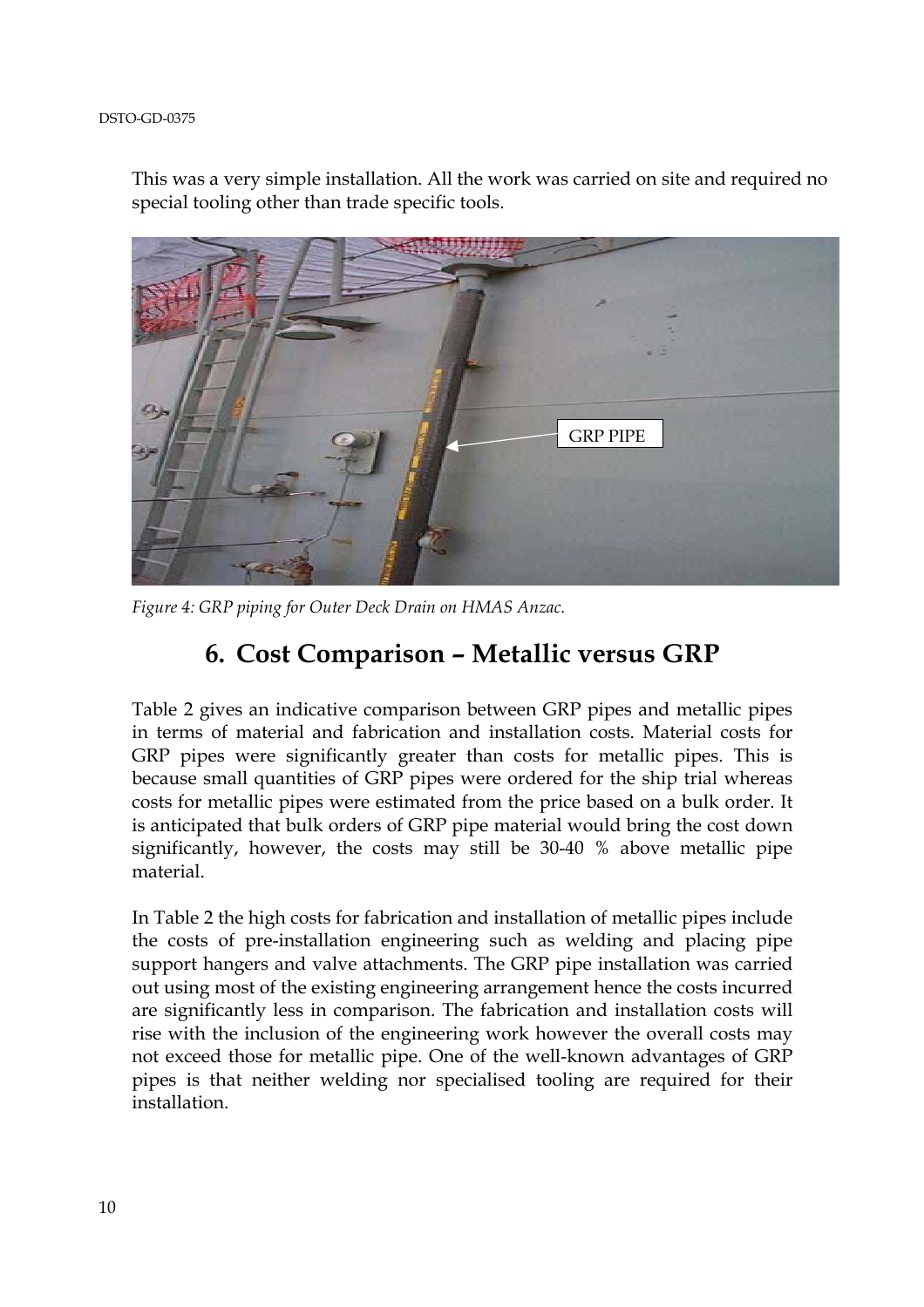This was a very simple installation. All the work was carried on site and required no special tooling other than trade specific tools.

*Figure 4: GRP piping for Outer Deck Drain on HMAS Anzac.*

## 6. Cost Comparison – Metallic versus GRP

Table 2 gives an indicative comparison between GRP pipes and metallic pipes in terms of material and fabrication and installation costs. Material costs for GRP pipes were significantly greater than costs for metallic pipes. This is because small quantities of GRP pipes were ordered for the ship trial whereas costs for metallic pipes were estimated from the price based on a bulk order. It is anticipated that bulk orders of GRP pipe material would bring the cost down significantly, however, the costs may still be 30-40 % above metallic pipe material.

In Table 2 the high costs for fabrication and installation of metallic pipes include the costs of pre-installation engineering such as welding and placing pipe support hangers and valve attachments. The GRP pipe installation was carried out using most of the existing engineering arrangement hence the costs incurred are significantly less in comparison. The fabrication and installation costs will rise with the inclusion of the engineering work however the overall costs may not exceed those for metallic pipe. One of the well-known advantages of GRP pipes is that neither welding nor specialised tooling are required for their installation.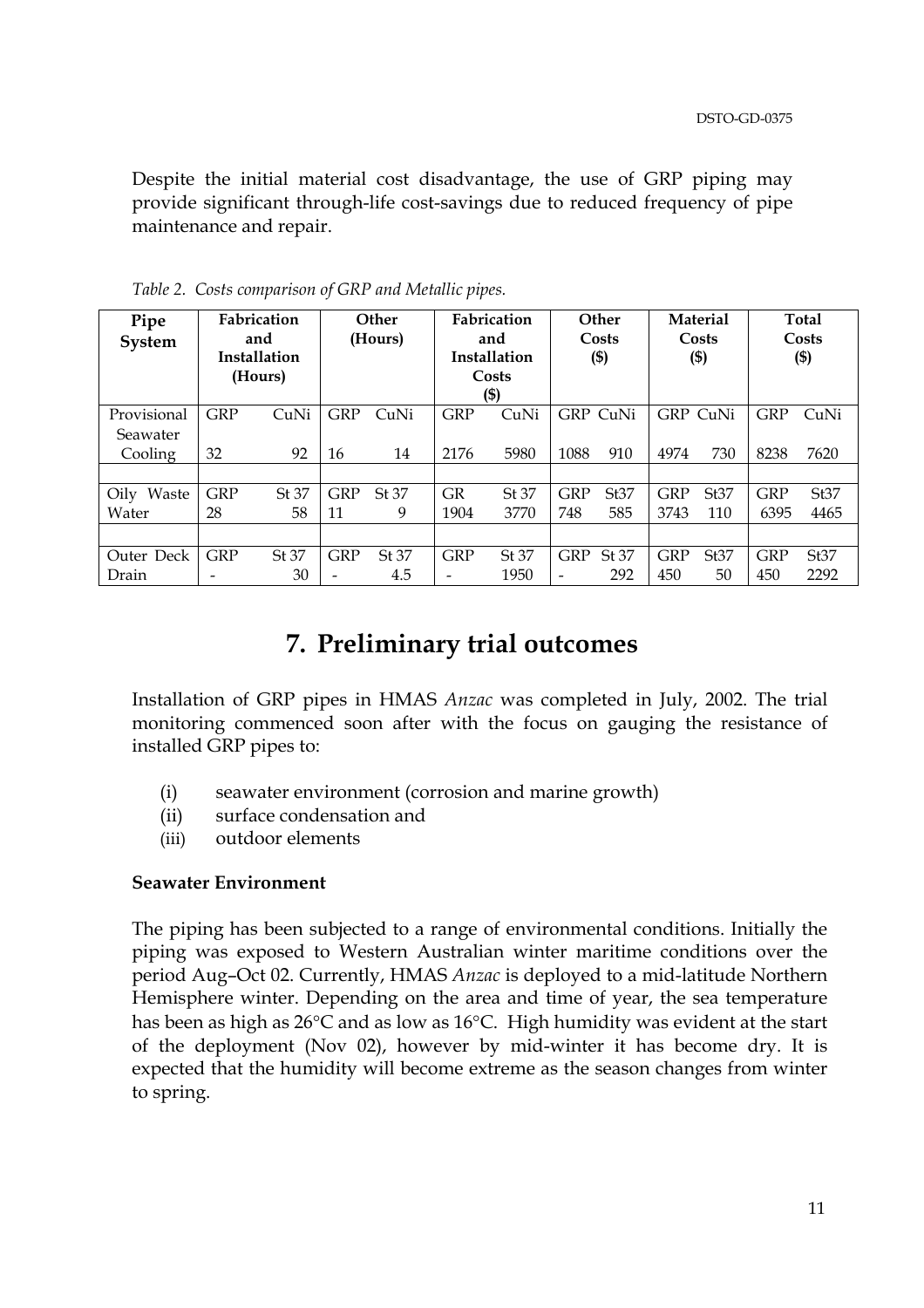Despite the initial material cost disadvantage, the use of GRP piping may provide significant through-life cost-savings due to reduced frequency of pipe maintenance and repair.

*Table 2. Costs comparison of GRP and Metallic pipes.*

| Pipe System | Fabrication and Installation (Hours) | | Other (Hours) | | Fabrication and Installation Costs ($) | | Other Costs ($) | | Material Costs ($) | | Total Costs ($) | |
|---|---|---|---|---|---|---|---|---|---|---|---|---|
| Provisional Seawater Cooling | GRP | CuNi | GRP | CuNi | GRP | CuNi | GRP | CuNi | GRP | CuNi | GRP | CuNi |
| | 32 | 92 | 16 | 14 | 2176 | 5980 | 1088 | 910 | 4974 | 730 | 8238 | 7620 |
| | | | | | | | | | | | | |
| Oily Waste Water | GRP | St 37 | GRP | St 37 | GR | St 37 | GRP | St37 | GRP | St37 | GRP | St37 |
| | 28 | 58 | 11 | 9 | 1904 | 3770 | 748 | 585 | 3743 | 110 | 6395 | 4465 |
| | | | | | | | | | | | | |
| Outer Deck Drain | GRP | St 37 | GRP | St 37 | GRP | St 37 | GRP | St 37 | GRP | St37 | GRP | St37 |
| | - | 30 | - | 4.5 | - | 1950 | - | 292 | 450 | 50 | 450 | 2292 |

# 7. Preliminary trial outcomes

Installation of GRP pipes in HMAS *Anzac* was completed in July, 2002. The trial monitoring commenced soon after with the focus on gauging the resistance of installed GRP pipes to:

(i) seawater environment (corrosion and marine growth)
(ii) surface condensation and
(iii) outdoor elements

**Seawater Environment**

The piping has been subjected to a range of environmental conditions. Initially the piping was exposed to Western Australian winter maritime conditions over the period Aug–Oct 02. Currently, HMAS *Anzac* is deployed to a mid-latitude Northern Hemisphere winter. Depending on the area and time of year, the sea temperature has been as high as 26°C and as low as 16°C. High humidity was evident at the start of the deployment (Nov 02), however by mid-winter it has become dry. It is expected that the humidity will become extreme as the season changes from winter to spring.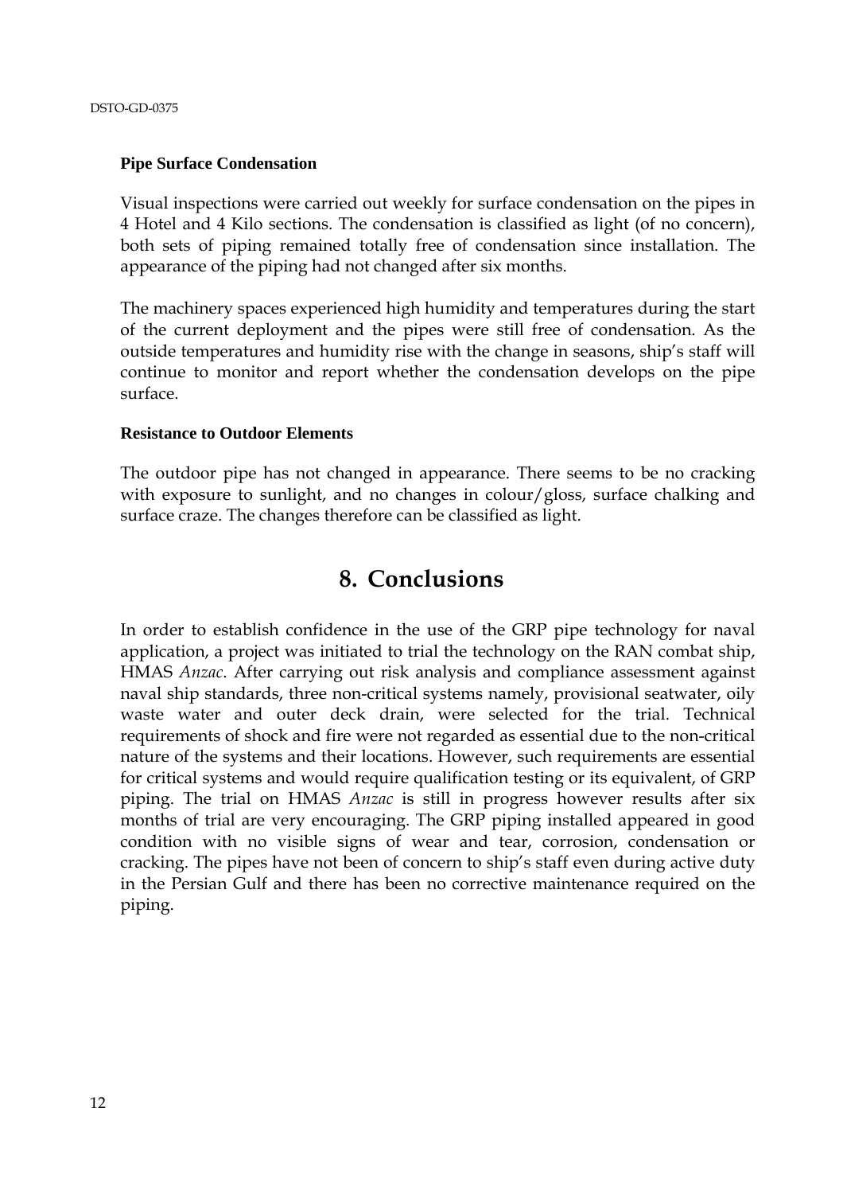**Pipe Surface Condensation**

Visual inspections were carried out weekly for surface condensation on the pipes in 4 Hotel and 4 Kilo sections. The condensation is classified as light (of no concern), both sets of piping remained totally free of condensation since installation. The appearance of the piping had not changed after six months.

The machinery spaces experienced high humidity and temperatures during the start of the current deployment and the pipes were still free of condensation. As the outside temperatures and humidity rise with the change in seasons, ship's staff will continue to monitor and report whether the condensation develops on the pipe surface.

**Resistance to Outdoor Elements**

The outdoor pipe has not changed in appearance. There seems to be no cracking with exposure to sunlight, and no changes in colour/gloss, surface chalking and surface craze. The changes therefore can be classified as light.

# 8. Conclusions

In order to establish confidence in the use of the GRP pipe technology for naval application, a project was initiated to trial the technology on the RAN combat ship, HMAS *Anzac*. After carrying out risk analysis and compliance assessment against naval ship standards, three non-critical systems namely, provisional seatwater, oily waste water and outer deck drain, were selected for the trial. Technical requirements of shock and fire were not regarded as essential due to the non-critical nature of the systems and their locations. However, such requirements are essential for critical systems and would require qualification testing or its equivalent, of GRP piping. The trial on HMAS *Anzac* is still in progress however results after six months of trial are very encouraging. The GRP piping installed appeared in good condition with no visible signs of wear and tear, corrosion, condensation or cracking. The pipes have not been of concern to ship's staff even during active duty in the Persian Gulf and there has been no corrective maintenance required on the piping.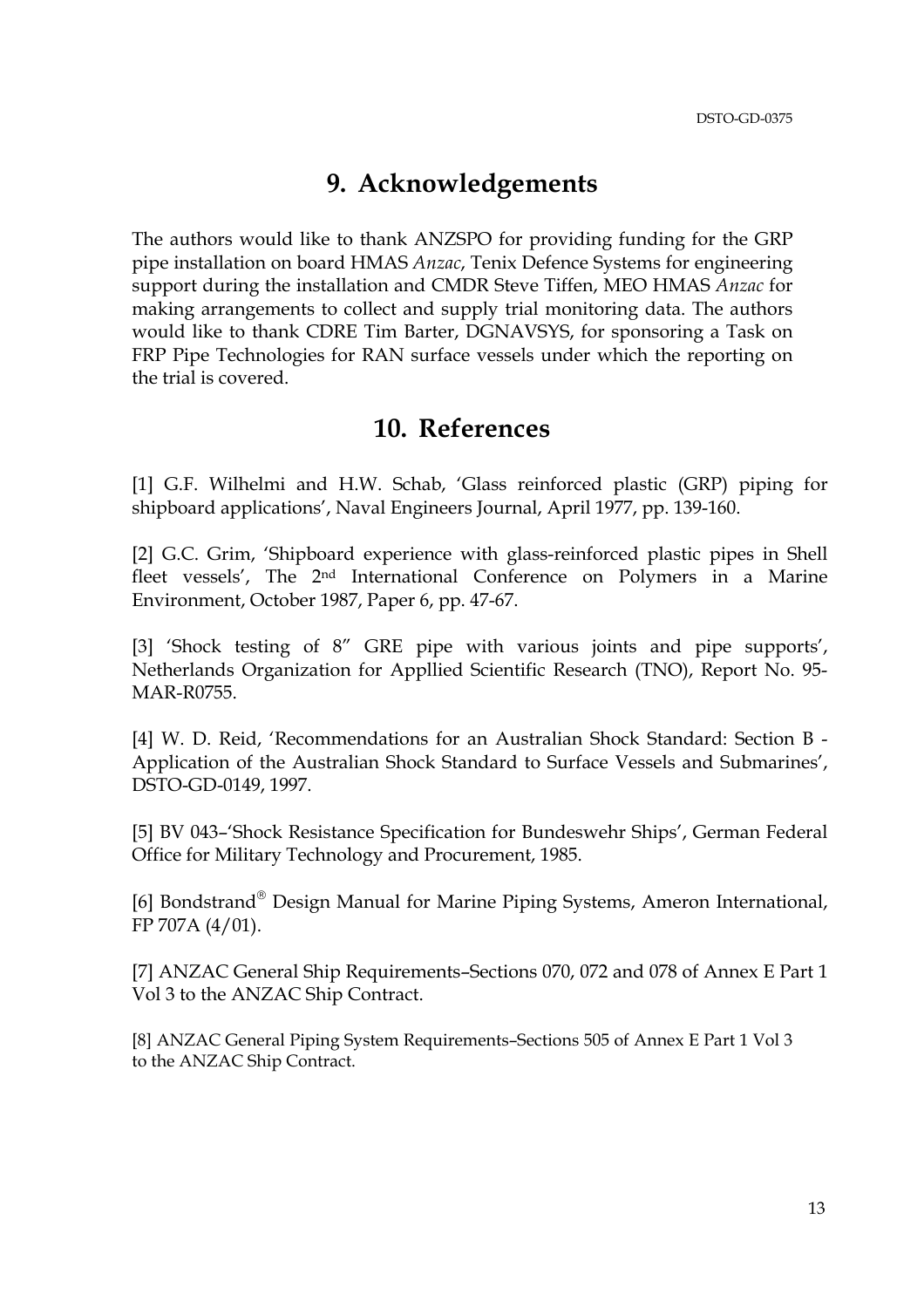# 9. Acknowledgements

The authors would like to thank ANZSPO for providing funding for the GRP pipe installation on board HMAS *Anzac*, Tenix Defence Systems for engineering support during the installation and CMDR Steve Tiffen, MEO HMAS *Anzac* for making arrangements to collect and supply trial monitoring data. The authors would like to thank CDRE Tim Barter, DGNAVSYS, for sponsoring a Task on FRP Pipe Technologies for RAN surface vessels under which the reporting on the trial is covered.

# 10. References

[1] G.F. Wilhelmi and H.W. Schab, 'Glass reinforced plastic (GRP) piping for shipboard applications', Naval Engineers Journal, April 1977, pp. 139-160.

[2] G.C. Grim, 'Shipboard experience with glass-reinforced plastic pipes in Shell fleet vessels', The 2nd International Conference on Polymers in a Marine Environment, October 1987, Paper 6, pp. 47-67.

[3] 'Shock testing of 8" GRE pipe with various joints and pipe supports', Netherlands Organization for Appllied Scientific Research (TNO), Report No. 95-MAR-R0755.

[4] W. D. Reid, 'Recommendations for an Australian Shock Standard: Section B - Application of the Australian Shock Standard to Surface Vessels and Submarines', DSTO-GD-0149, 1997.

[5] BV 043–'Shock Resistance Specification for Bundeswehr Ships', German Federal Office for Military Technology and Procurement, 1985.

[6] Bondstrand® Design Manual for Marine Piping Systems, Ameron International, FP 707A (4/01).

[7] ANZAC General Ship Requirements–Sections 070, 072 and 078 of Annex E Part 1 Vol 3 to the ANZAC Ship Contract.

[8] ANZAC General Piping System Requirements–Sections 505 of Annex E Part 1 Vol 3 to the ANZAC Ship Contract.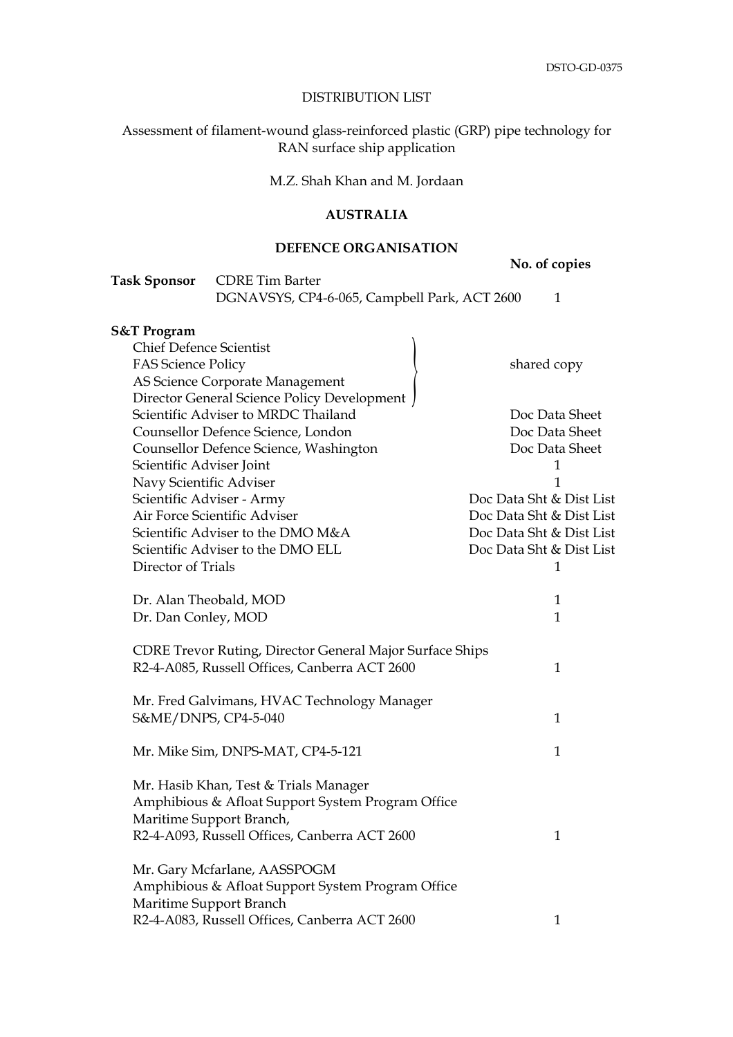DISTRIBUTION LIST

Assessment of filament-wound glass-reinforced plastic (GRP) pipe technology for RAN surface ship application

M.Z. Shah Khan and M. Jordaan

**AUSTRALIA**

**DEFENCE ORGANISATION**

| | | **No. of copies** |
|---|---|---|
| **Task Sponsor** | CDRE Tim Barter<br>DGNAVSYS, CP4-6-065, Campbell Park, ACT 2600 | 1 |

**S&T Program**

| | No. of copies |
|---|---|
| Chief Defence Scientist<br>FAS Science Policy<br>AS Science Corporate Management<br>Director General Science Policy Development | shared copy |
| Scientific Adviser to MRDC Thailand | Doc Data Sheet |
| Counsellor Defence Science, London | Doc Data Sheet |
| Counsellor Defence Science, Washington | Doc Data Sheet |
| Scientific Adviser Joint | 1 |
| Navy Scientific Adviser | 1 |
| Scientific Adviser - Army | Doc Data Sht & Dist List |
| Air Force Scientific Adviser | Doc Data Sht & Dist List |
| Scientific Adviser to the DMO M&A | Doc Data Sht & Dist List |
| Scientific Adviser to the DMO ELL | Doc Data Sht & Dist List |
| Director of Trials | 1 |
| Dr. Alan Theobald, MOD | 1 |
| Dr. Dan Conley, MOD | 1 |
| CDRE Trevor Ruting, Director General Major Surface Ships<br>R2-4-A085, Russell Offices, Canberra ACT 2600 | 1 |
| Mr. Fred Galvimans, HVAC Technology Manager<br>S&ME/DNPS, CP4-5-040 | 1 |
| Mr. Mike Sim, DNPS-MAT, CP4-5-121 | 1 |
| Mr. Hasib Khan, Test & Trials Manager<br>Amphibious & Afloat Support System Program Office<br>Maritime Support Branch,<br>R2-4-A093, Russell Offices, Canberra ACT 2600 | 1 |
| Mr. Gary Mcfarlane, AASSPOGM<br>Amphibious & Afloat Support System Program Office<br>Maritime Support Branch<br>R2-4-A083, Russell Offices, Canberra ACT 2600 | 1 |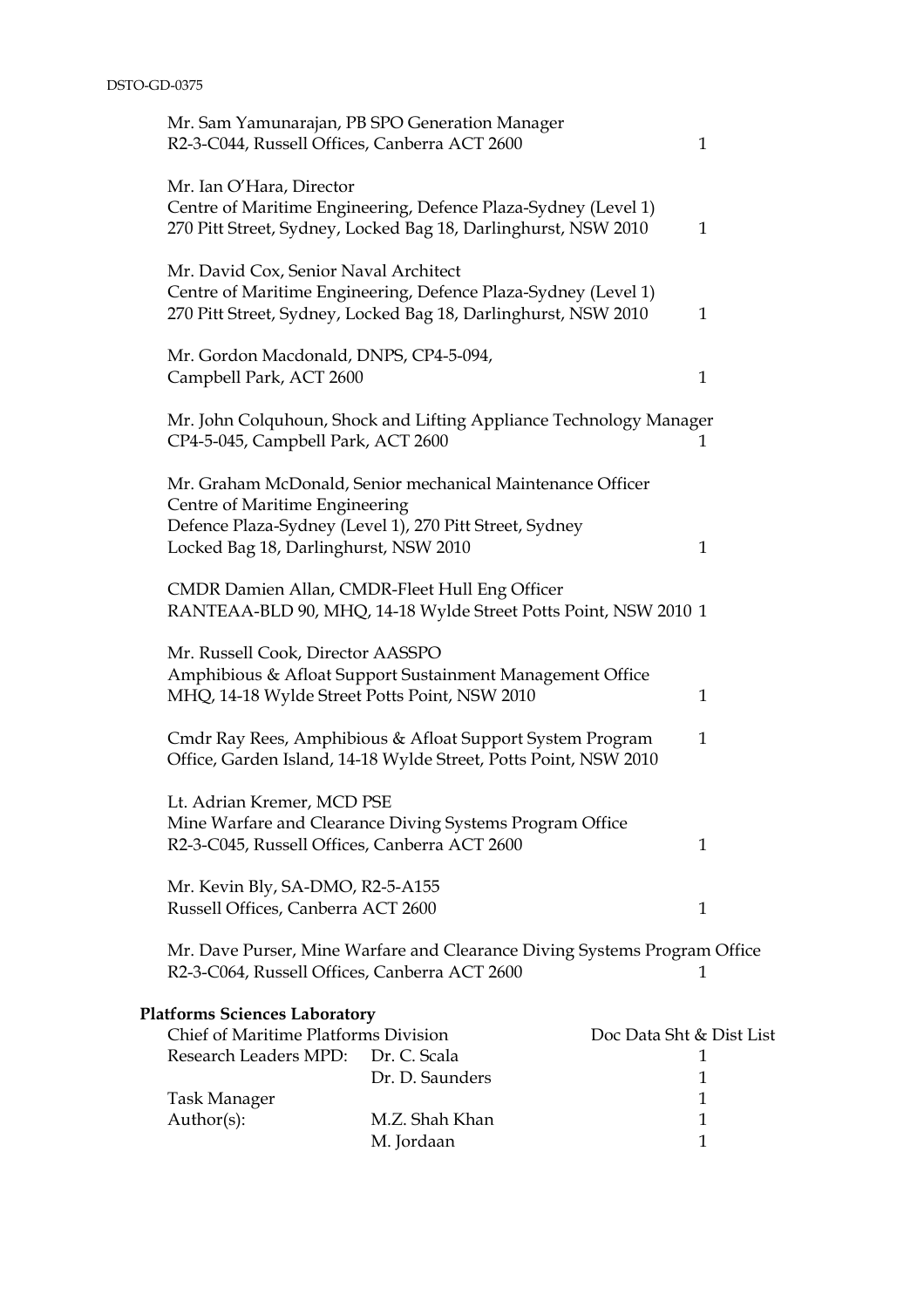Mr. Sam Yamunarajan, PB SPO Generation Manager
R2-3-C044, Russell Offices, Canberra ACT 2600 1

Mr. Ian O'Hara, Director
Centre of Maritime Engineering, Defence Plaza-Sydney (Level 1)
270 Pitt Street, Sydney, Locked Bag 18, Darlinghurst, NSW 2010 1

Mr. David Cox, Senior Naval Architect
Centre of Maritime Engineering, Defence Plaza-Sydney (Level 1)
270 Pitt Street, Sydney, Locked Bag 18, Darlinghurst, NSW 2010 1

Mr. Gordon Macdonald, DNPS, CP4-5-094,
Campbell Park, ACT 2600 1

Mr. John Colquhoun, Shock and Lifting Appliance Technology Manager
CP4-5-045, Campbell Park, ACT 2600 1

Mr. Graham McDonald, Senior mechanical Maintenance Officer
Centre of Maritime Engineering
Defence Plaza-Sydney (Level 1), 270 Pitt Street, Sydney
Locked Bag 18, Darlinghurst, NSW 2010 1

CMDR Damien Allan, CMDR-Fleet Hull Eng Officer
RANTEAA-BLD 90, MHQ, 14-18 Wylde Street Potts Point, NSW 2010 1

Mr. Russell Cook, Director AASSPO
Amphibious & Afloat Support Sustainment Management Office
MHQ, 14-18 Wylde Street Potts Point, NSW 2010 1

Cmdr Ray Rees, Amphibious & Afloat Support System Program 1
Office, Garden Island, 14-18 Wylde Street, Potts Point, NSW 2010

Lt. Adrian Kremer, MCD PSE
Mine Warfare and Clearance Diving Systems Program Office
R2-3-C045, Russell Offices, Canberra ACT 2600 1

Mr. Kevin Bly, SA-DMO, R2-5-A155
Russell Offices, Canberra ACT 2600 1

Mr. Dave Purser, Mine Warfare and Clearance Diving Systems Program Office
R2-3-C064, Russell Offices, Canberra ACT 2600 1

**Platforms Sciences Laboratory**

| | | |
|---|---|---|
| Chief of Maritime Platforms Division | | Doc Data Sht & Dist List |
| Research Leaders MPD: | Dr. C. Scala | 1 |
| | Dr. D. Saunders | 1 |
| Task Manager | | 1 |
| Author(s): | M.Z. Shah Khan | 1 |
| | M. Jordaan | 1 |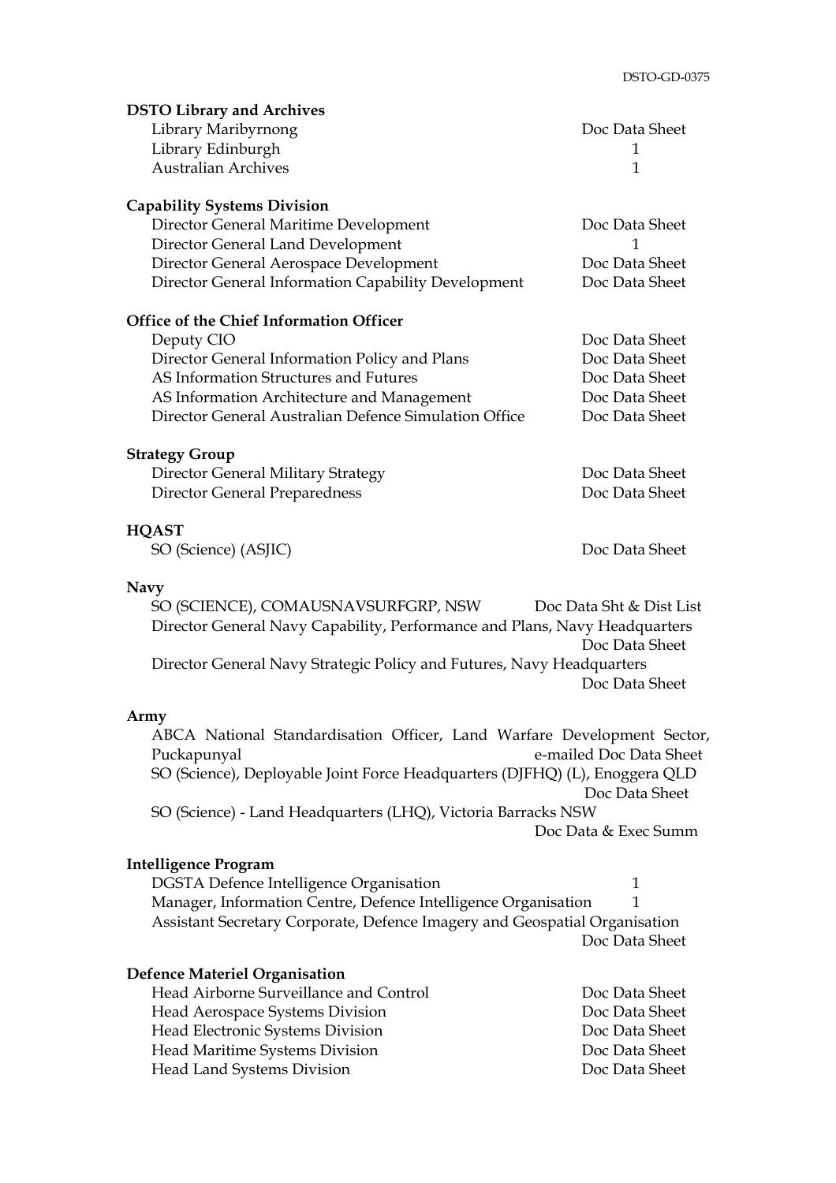**DSTO Library and Archives**

| | |
|---|---|
| Library Maribyrnong | Doc Data Sheet |
| Library Edinburgh | 1 |
| Australian Archives | 1 |

**Capability Systems Division**

| | |
|---|---|
| Director General Maritime Development | Doc Data Sheet |
| Director General Land Development | 1 |
| Director General Aerospace Development | Doc Data Sheet |
| Director General Information Capability Development | Doc Data Sheet |

**Office of the Chief Information Officer**

| | |
|---|---|
| Deputy CIO | Doc Data Sheet |
| Director General Information Policy and Plans | Doc Data Sheet |
| AS Information Structures and Futures | Doc Data Sheet |
| AS Information Architecture and Management | Doc Data Sheet |
| Director General Australian Defence Simulation Office | Doc Data Sheet |

**Strategy Group**

| | |
|---|---|
| Director General Military Strategy | Doc Data Sheet |
| Director General Preparedness | Doc Data Sheet |

**HQAST**

| | |
|---|---|
| SO (Science) (ASJIC) | Doc Data Sheet |

**Navy**

| | |
|---|---|
| SO (SCIENCE), COMAUSNAVSURFGRP, NSW | Doc Data Sht & Dist List |
| Director General Navy Capability, Performance and Plans, Navy Headquarters | Doc Data Sheet |
| Director General Navy Strategic Policy and Futures, Navy Headquarters | Doc Data Sheet |

**Army**

| | |
|---|---|
| ABCA National Standardisation Officer, Land Warfare Development Sector, Puckapunyal | e-mailed Doc Data Sheet |
| SO (Science), Deployable Joint Force Headquarters (DJFHQ) (L), Enoggera QLD | Doc Data Sheet |
| SO (Science) - Land Headquarters (LHQ), Victoria Barracks NSW | Doc Data & Exec Summ |

**Intelligence Program**

| | |
|---|---|
| DGSTA Defence Intelligence Organisation | 1 |
| Manager, Information Centre, Defence Intelligence Organisation | 1 |
| Assistant Secretary Corporate, Defence Imagery and Geospatial Organisation | Doc Data Sheet |

**Defence Materiel Organisation**

| | |
|---|---|
| Head Airborne Surveillance and Control | Doc Data Sheet |
| Head Aerospace Systems Division | Doc Data Sheet |
| Head Electronic Systems Division | Doc Data Sheet |
| Head Maritime Systems Division | Doc Data Sheet |
| Head Land Systems Division | Doc Data Sheet |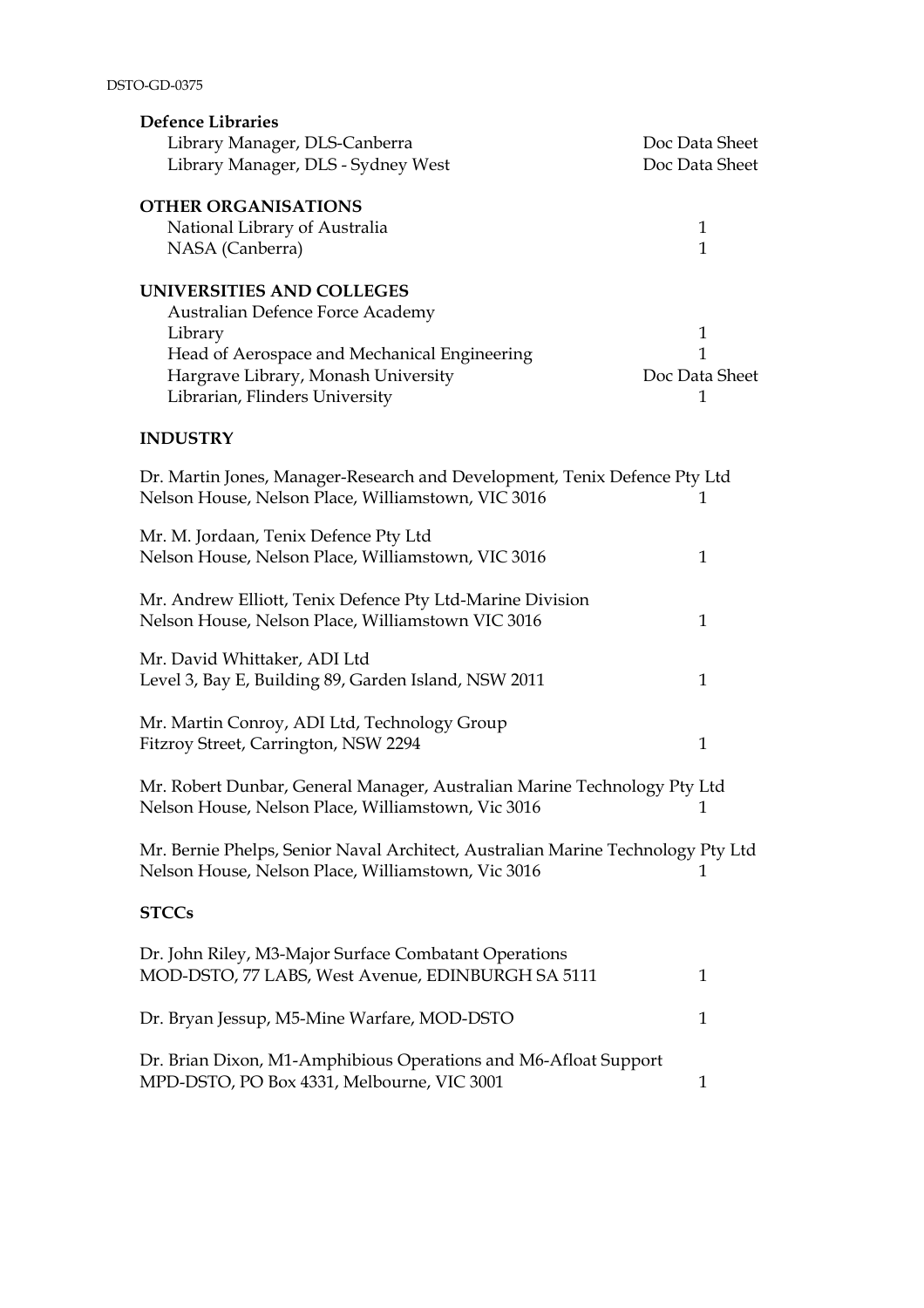**Defence Libraries**

| | |
|---|---|
| Library Manager, DLS-Canberra | Doc Data Sheet |
| Library Manager, DLS - Sydney West | Doc Data Sheet |

**OTHER ORGANISATIONS**

| | |
|---|---|
| National Library of Australia | 1 |
| NASA (Canberra) | 1 |

**UNIVERSITIES AND COLLEGES**

| | |
|---|---|
| Australian Defence Force Academy | |
| Library | 1 |
| Head of Aerospace and Mechanical Engineering | 1 |
| Hargrave Library, Monash University | Doc Data Sheet |
| Librarian, Flinders University | 1 |

**INDUSTRY**

| | |
|---|---|
| Dr. Martin Jones, Manager-Research and Development, Tenix Defence Pty Ltd<br>Nelson House, Nelson Place, Williamstown, VIC 3016 | 1 |
| Mr. M. Jordaan, Tenix Defence Pty Ltd<br>Nelson House, Nelson Place, Williamstown, VIC 3016 | 1 |
| Mr. Andrew Elliott, Tenix Defence Pty Ltd-Marine Division<br>Nelson House, Nelson Place, Williamstown VIC 3016 | 1 |
| Mr. David Whittaker, ADI Ltd<br>Level 3, Bay E, Building 89, Garden Island, NSW 2011 | 1 |
| Mr. Martin Conroy, ADI Ltd, Technology Group<br>Fitzroy Street, Carrington, NSW 2294 | 1 |
| Mr. Robert Dunbar, General Manager, Australian Marine Technology Pty Ltd<br>Nelson House, Nelson Place, Williamstown, Vic 3016 | 1 |
| Mr. Bernie Phelps, Senior Naval Architect, Australian Marine Technology Pty Ltd<br>Nelson House, Nelson Place, Williamstown, Vic 3016 | 1 |

**STCCs**

| | |
|---|---|
| Dr. John Riley, M3-Major Surface Combatant Operations<br>MOD-DSTO, 77 LABS, West Avenue, EDINBURGH SA 5111 | 1 |
| Dr. Bryan Jessup, M5-Mine Warfare, MOD-DSTO | 1 |
| Dr. Brian Dixon, M1-Amphibious Operations and M6-Afloat Support<br>MPD-DSTO, PO Box 4331, Melbourne, VIC 3001 | 1 |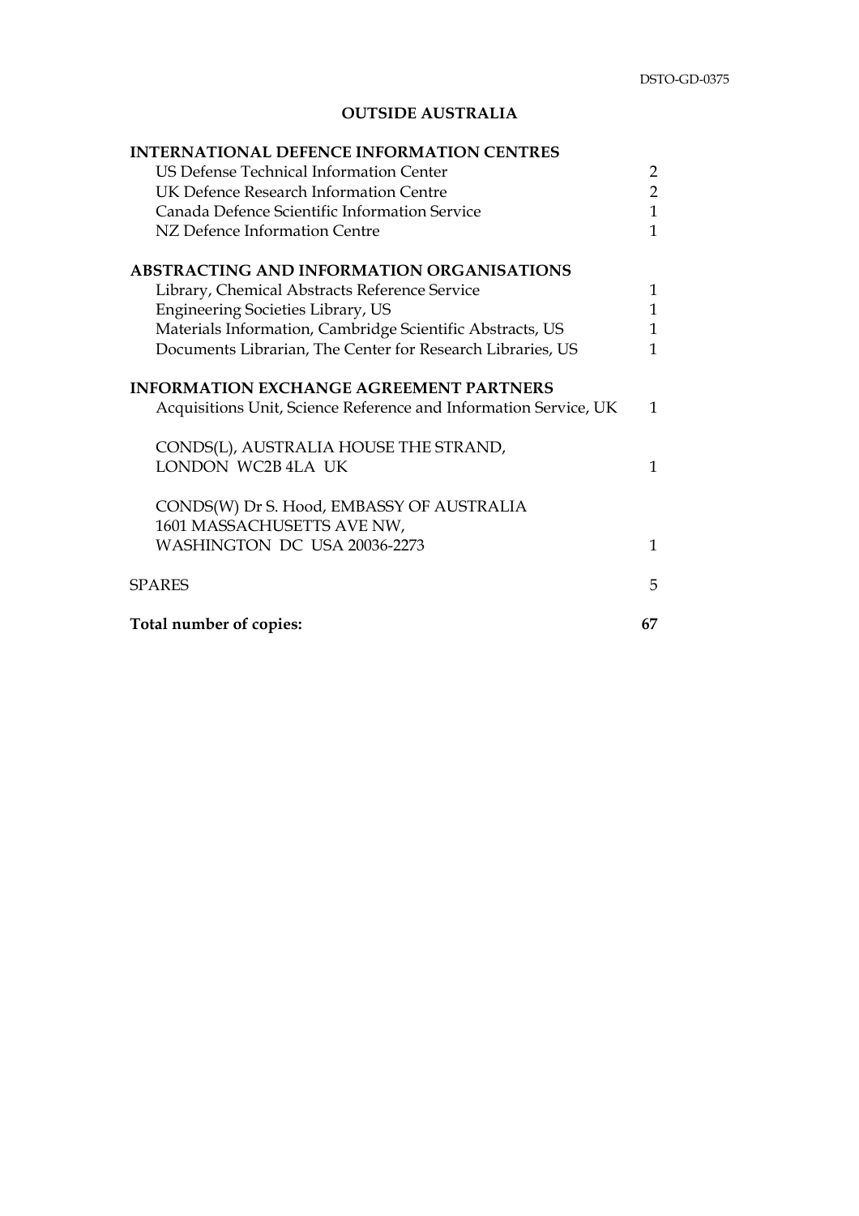## OUTSIDE AUSTRALIA

| | |
|---|---|
| **INTERNATIONAL DEFENCE INFORMATION CENTRES** | |
| US Defense Technical Information Center | 2 |
| UK Defence Research Information Centre | 2 |
| Canada Defence Scientific Information Service | 1 |
| NZ Defence Information Centre | 1 |
| | |
| **ABSTRACTING AND INFORMATION ORGANISATIONS** | |
| Library, Chemical Abstracts Reference Service | 1 |
| Engineering Societies Library, US | 1 |
| Materials Information, Cambridge Scientific Abstracts, US | 1 |
| Documents Librarian, The Center for Research Libraries, US | 1 |
| | |
| **INFORMATION EXCHANGE AGREEMENT PARTNERS** | |
| Acquisitions Unit, Science Reference and Information Service, UK | 1 |
| | |
| CONDS(L), AUSTRALIA HOUSE THE STRAND, LONDON WC2B 4LA UK | 1 |
| | |
| CONDS(W) Dr S. Hood, EMBASSY OF AUSTRALIA 1601 MASSACHUSETTS AVE NW, WASHINGTON DC USA 20036-2273 | 1 |
| | |
| SPARES | 5 |
| | |
| **Total number of copies:** | **67** |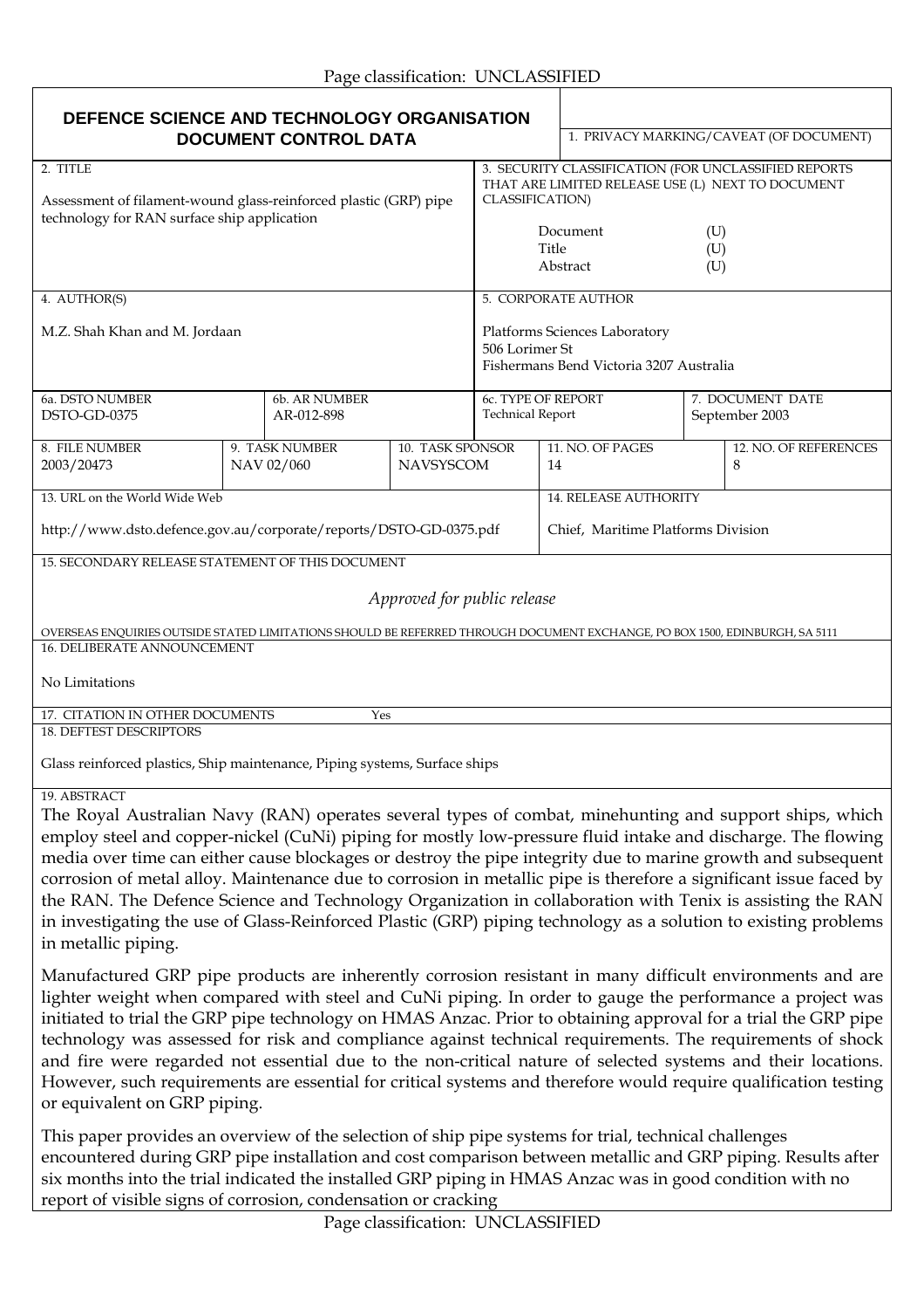Page classification: UNCLASSIFIED

| DEFENCE SCIENCE AND TECHNOLOGY ORGANISATION DOCUMENT CONTROL DATA | | | | 1. PRIVACY MARKING/CAVEAT (OF DOCUMENT) | |
|---|---|---|---|---|---|
| 2. TITLE<br><br>Assessment of filament-wound glass-reinforced plastic (GRP) pipe technology for RAN surface ship application | | | 3. SECURITY CLASSIFICATION (FOR UNCLASSIFIED REPORTS THAT ARE LIMITED RELEASE USE (L) NEXT TO DOCUMENT CLASSIFICATION)<br><br>Document (U)<br>Title (U)<br>Abstract (U) | | |
| 4. AUTHOR(S)<br><br>M.Z. Shah Khan and M. Jordaan | | | 5. CORPORATE AUTHOR<br><br>Platforms Sciences Laboratory<br>506 Lorimer St<br>Fishermans Bend Victoria 3207 Australia | | |
| 6a. DSTO NUMBER<br>DSTO-GD-0375 | 6b. AR NUMBER<br>AR-012-898 | | 6c. TYPE OF REPORT<br>Technical Report | 7. DOCUMENT DATE<br>September 2003 | |
| 8. FILE NUMBER<br>2003/20473 | 9. TASK NUMBER<br>NAV 02/060 | 10. TASK SPONSOR<br>NAVSYSCOM | 11. NO. OF PAGES<br>14 | | 12. NO. OF REFERENCES<br>8 |
| 13. URL on the World Wide Web<br><br>http://www.dsto.defence.gov.au/corporate/reports/DSTO-GD-0375.pdf | | | 14. RELEASE AUTHORITY<br><br>Chief, Maritime Platforms Division | | |

15. SECONDARY RELEASE STATEMENT OF THIS DOCUMENT

*Approved for public release*

OVERSEAS ENQUIRIES OUTSIDE STATED LIMITATIONS SHOULD BE REFERRED THROUGH DOCUMENT EXCHANGE, PO BOX 1500, EDINBURGH, SA 5111

16. DELIBERATE ANNOUNCEMENT

No Limitations

17. CITATION IN OTHER DOCUMENTS Yes

18. DEFTEST DESCRIPTORS

Glass reinforced plastics, Ship maintenance, Piping systems, Surface ships

19. ABSTRACT

The Royal Australian Navy (RAN) operates several types of combat, minehunting and support ships, which employ steel and copper-nickel (CuNi) piping for mostly low-pressure fluid intake and discharge. The flowing media over time can either cause blockages or destroy the pipe integrity due to marine growth and subsequent corrosion of metal alloy. Maintenance due to corrosion in metallic pipe is therefore a significant issue faced by the RAN. The Defence Science and Technology Organization in collaboration with Tenix is assisting the RAN in investigating the use of Glass-Reinforced Plastic (GRP) piping technology as a solution to existing problems in metallic piping.

Manufactured GRP pipe products are inherently corrosion resistant in many difficult environments and are lighter weight when compared with steel and CuNi piping. In order to gauge the performance a project was initiated to trial the GRP pipe technology on HMAS Anzac. Prior to obtaining approval for a trial the GRP pipe technology was assessed for risk and compliance against technical requirements. The requirements of shock and fire were regarded not essential due to the non-critical nature of selected systems and their locations. However, such requirements are essential for critical systems and therefore would require qualification testing or equivalent on GRP piping.

This paper provides an overview of the selection of ship pipe systems for trial, technical challenges encountered during GRP pipe installation and cost comparison between metallic and GRP piping. Results after six months into the trial indicated the installed GRP piping in HMAS Anzac was in good condition with no report of visible signs of corrosion, condensation or cracking

Page classification: UNCLASSIFIED